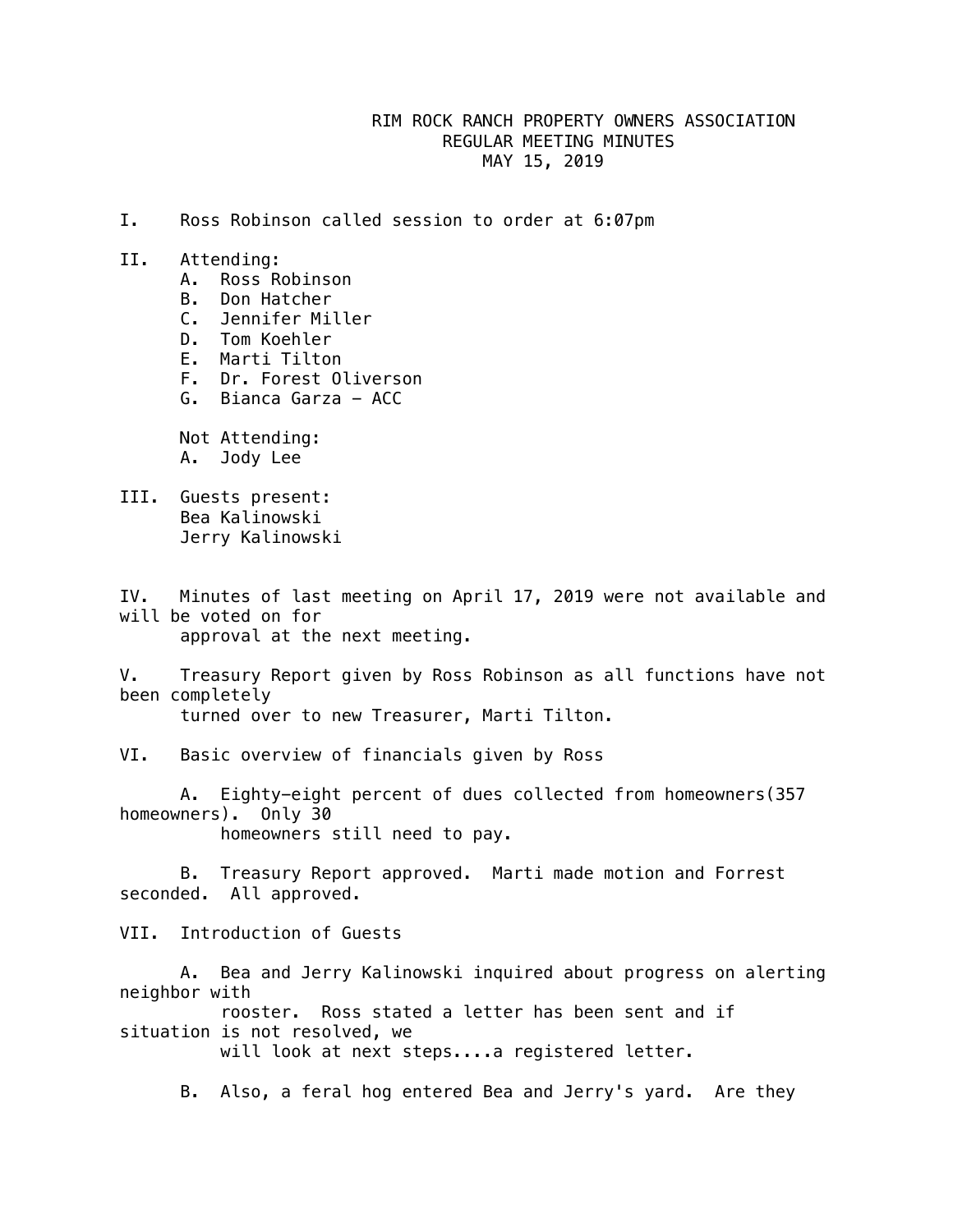# RIM ROCK RANCH PROPERTY OWNERS ASSOCIATION
## REGULAR MEETING MINUTES
## MAY 15, 2019

I. Ross Robinson called session to order at 6:07pm

II. Attending:

A. Ross Robinson
B. Don Hatcher
C. Jennifer Miller
D. Tom Koehler
E. Marti Tilton
F. Dr. Forest Oliverson
G. Bianca Garza – ACC

Not Attending:

A. Jody Lee

III. Guests present:

Bea Kalinowski
Jerry Kalinowski

IV. Minutes of last meeting on April 17, 2019 were not available and will be voted on for approval at the next meeting.

V. Treasury Report given by Ross Robinson as all functions have not been completely turned over to new Treasurer, Marti Tilton.

VI. Basic overview of financials given by Ross

A. Eighty-eight percent of dues collected from homeowners(357 homeowners). Only 30 homeowners still need to pay.

B. Treasury Report approved. Marti made motion and Forrest seconded. All approved.

VII. Introduction of Guests

A. Bea and Jerry Kalinowski inquired about progress on alerting neighbor with rooster. Ross stated a letter has been sent and if situation is not resolved, we will look at next steps....a registered letter.

B. Also, a feral hog entered Bea and Jerry's yard. Are they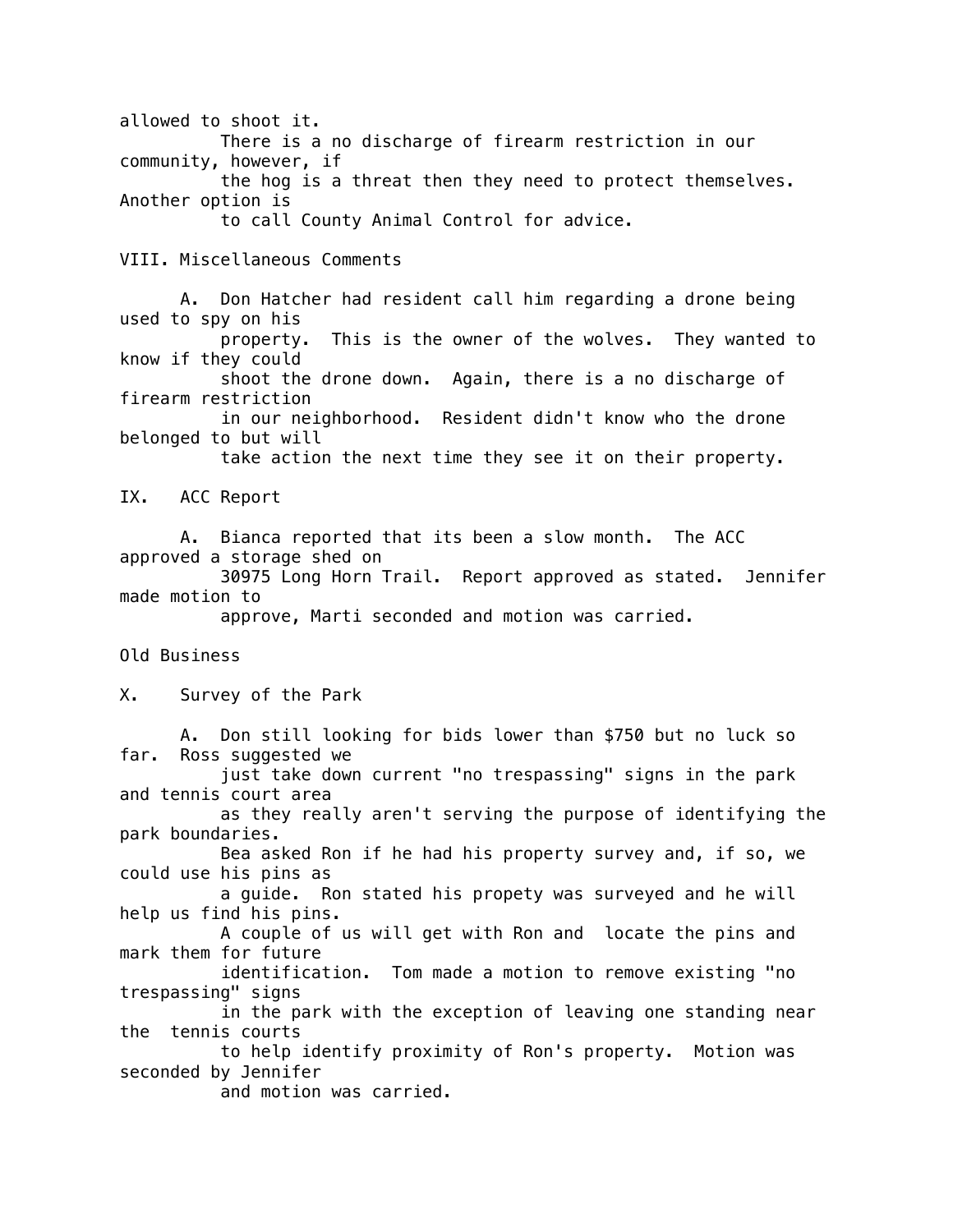allowed to shoot it.
There is a no discharge of firearm restriction in our community, however, if the hog is a threat then they need to protect themselves. Another option is to call County Animal Control for advice.

VIII. Miscellaneous Comments

A. Don Hatcher had resident call him regarding a drone being used to spy on his property. This is the owner of the wolves. They wanted to know if they could shoot the drone down. Again, there is a no discharge of firearm restriction in our neighborhood. Resident didn't know who the drone belonged to but will take action the next time they see it on their property.

IX. ACC Report

A. Bianca reported that its been a slow month. The ACC approved a storage shed on 30975 Long Horn Trail. Report approved as stated. Jennifer made motion to approve, Marti seconded and motion was carried.

Old Business

X. Survey of the Park

A. Don still looking for bids lower than $750 but no luck so far. Ross suggested we just take down current "no trespassing" signs in the park and tennis court area as they really aren't serving the purpose of identifying the park boundaries. Bea asked Ron if he had his property survey and, if so, we could use his pins as a guide. Ron stated his propety was surveyed and he will help us find his pins. A couple of us will get with Ron and locate the pins and mark them for future identification. Tom made a motion to remove existing "no trespassing" signs in the park with the exception of leaving one standing near the tennis courts to help identify proximity of Ron's property. Motion was seconded by Jennifer and motion was carried.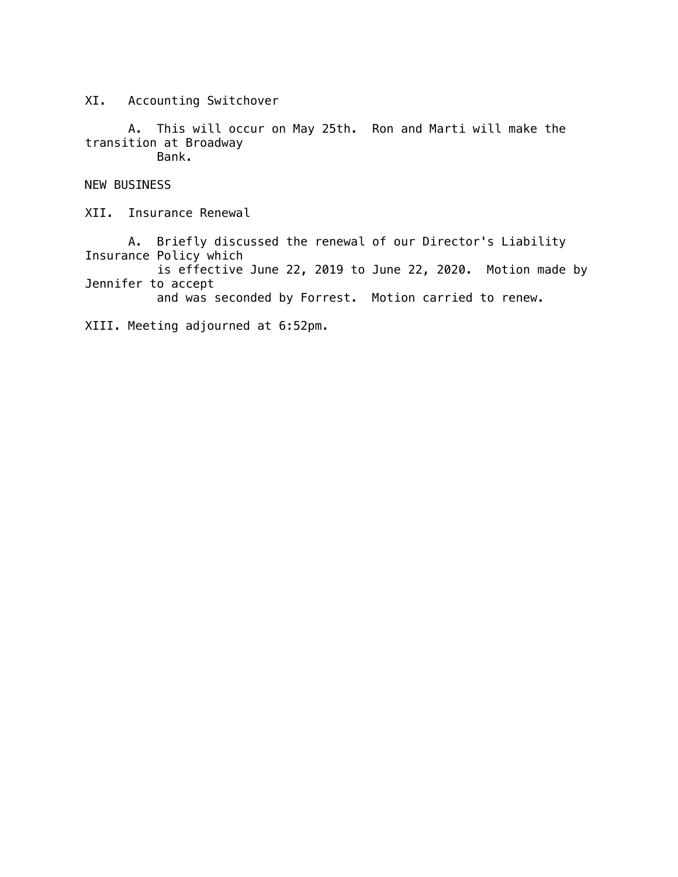XI. Accounting Switchover

A. This will occur on May 25th. Ron and Marti will make the transition at Broadway Bank.

NEW BUSINESS

XII. Insurance Renewal

A. Briefly discussed the renewal of our Director's Liability Insurance Policy which is effective June 22, 2019 to June 22, 2020. Motion made by Jennifer to accept and was seconded by Forrest. Motion carried to renew.

XIII. Meeting adjourned at 6:52pm.